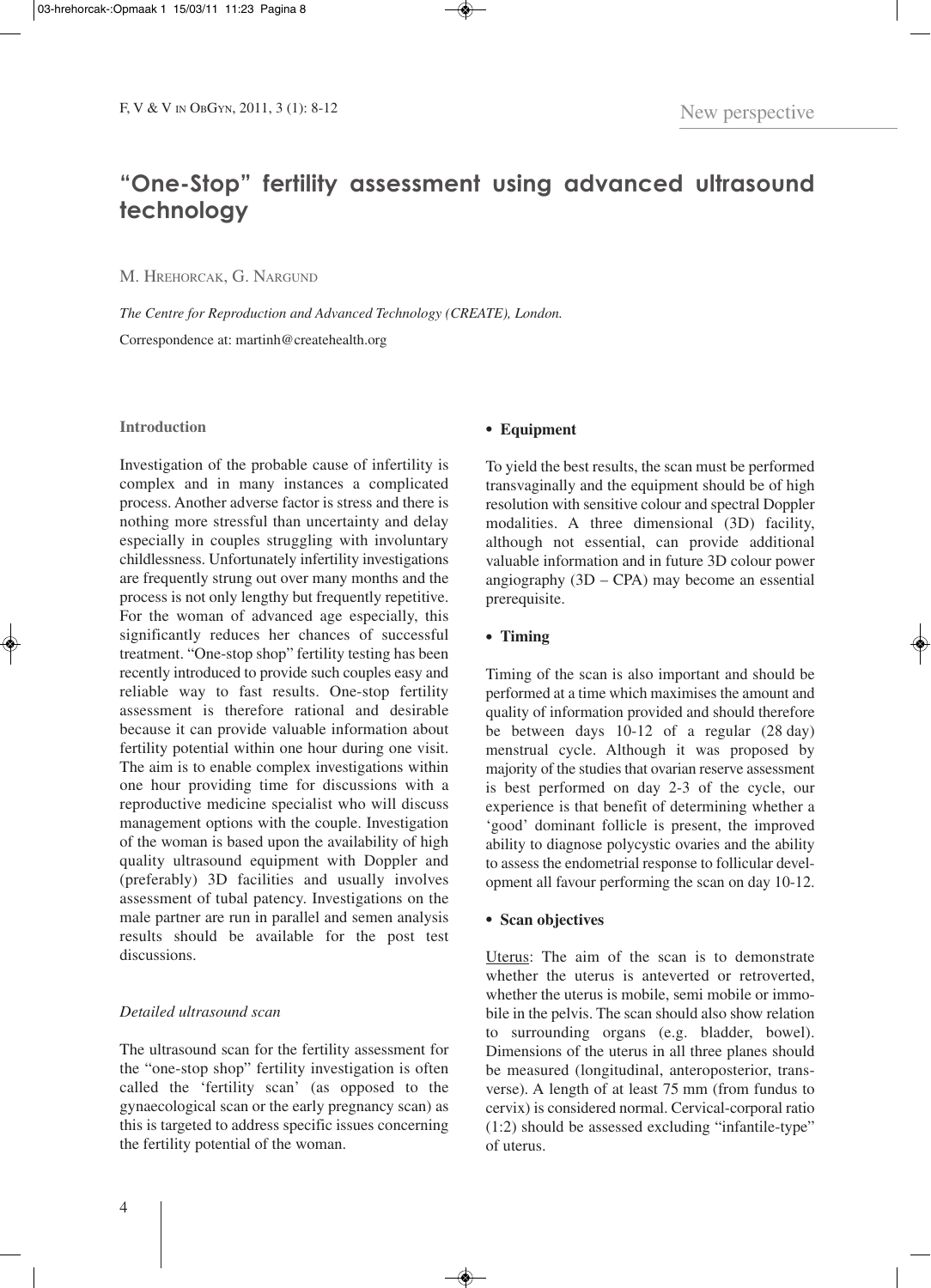# "One-Stop" fertility assessment using advanced ultrasound technology

M. Hrehorcak, G. Nargund

*The Centre for Reproduction and Advanced Technology (CREATE), London.*

Correspondence at: martinh@createhealth.org

## Introduction

Investigation of the probable cause of infertility is complex and in many instances a complicated process. Another adverse factor is stress and there is nothing more stressful than uncertainty and delay especially in couples struggling with involuntary childlessness. Unfortunately infertility investigations are frequently strung out over many months and the process is not only lengthy but frequently repetitive. For the woman of advanced age especially, this significantly reduces her chances of successful treatment. "One-stop shop" fertility testing has been recently introduced to provide such couples easy and reliable way to fast results. One-stop fertility assessment is therefore rational and desirable because it can provide valuable information about fertility potential within one hour during one visit. The aim is to enable complex investigations within one hour providing time for discussions with a reproductive medicine specialist who will discuss management options with the couple. Investigation of the woman is based upon the availability of high quality ultrasound equipment with Doppler and (preferably) 3D facilities and usually involves assessment of tubal patency. Investigations on the male partner are run in parallel and semen analysis results should be available for the post test discussions.

### *Detailed ultrasound scan*

The ultrasound scan for the fertility assessment for the "one-stop shop" fertility investigation is often called the 'fertility scan' (as opposed to the gynaecological scan or the early pregnancy scan) as this is targeted to address specific issues concerning the fertility potential of the woman.

- **Equipment**

To yield the best results, the scan must be performed transvaginally and the equipment should be of high resolution with sensitive colour and spectral Doppler modalities. A three dimensional (3D) facility, although not essential, can provide additional valuable information and in future 3D colour power angiography (3D – CPA) may become an essential prerequisite.

- **Timing**

Timing of the scan is also important and should be performed at a time which maximises the amount and quality of information provided and should therefore be between days 10-12 of a regular (28 day) menstrual cycle. Although it was proposed by majority of the studies that ovarian reserve assessment is best performed on day 2-3 of the cycle, our experience is that benefit of determining whether a 'good' dominant follicle is present, the improved ability to diagnose polycystic ovaries and the ability to assess the endometrial response to follicular development all favour performing the scan on day 10-12.

- **Scan objectives**

Uterus: The aim of the scan is to demonstrate whether the uterus is anteverted or retroverted, whether the uterus is mobile, semi mobile or immobile in the pelvis. The scan should also show relation to surrounding organs (e.g. bladder, bowel). Dimensions of the uterus in all three planes should be measured (longitudinal, anteroposterior, transverse). A length of at least 75 mm (from fundus to cervix) is considered normal. Cervical-corporal ratio (1:2) should be assessed excluding "infantile-type" of uterus.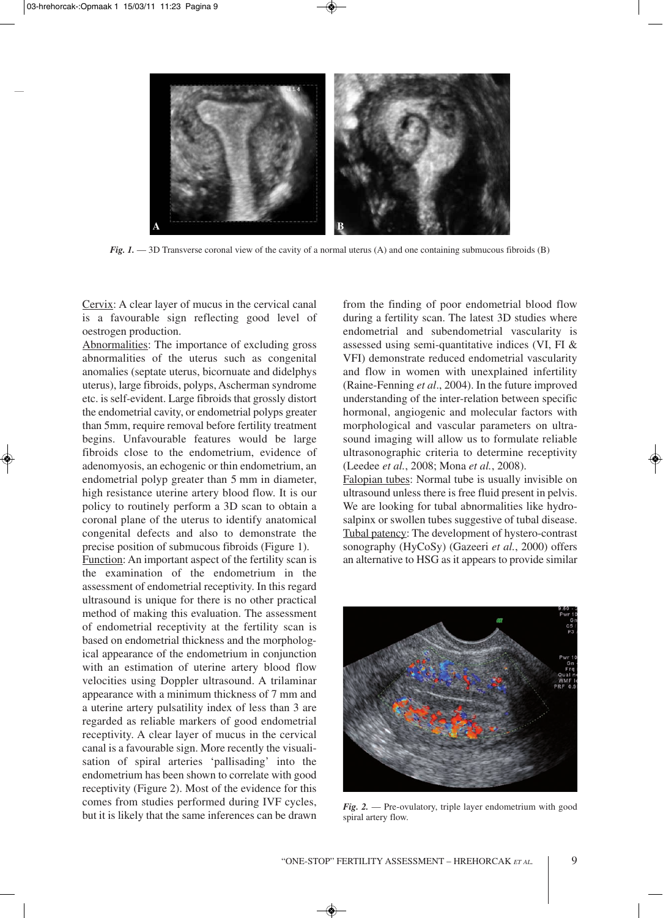*Fig. 1.* — 3D Transverse coronal view of the cavity of a normal uterus (A) and one containing submucous fibroids (B)

Cervix: A clear layer of mucus in the cervical canal is a favourable sign reflecting good level of oestrogen production.

Abnormalities: The importance of excluding gross abnormalities of the uterus such as congenital anomalies (septate uterus, bicornuate and didelphys uterus), large fibroids, polyps, Ascherman syndrome etc. is self-evident. Large fibroids that grossly distort the endometrial cavity, or endometrial polyps greater than 5mm, require removal before fertility treatment begins. Unfavourable features would be large fibroids close to the endometrium, evidence of adenomyosis, an echogenic or thin endometrium, an endometrial polyp greater than 5 mm in diameter, high resistance uterine artery blood flow. It is our policy to routinely perform a 3D scan to obtain a coronal plane of the uterus to identify anatomical congenital defects and also to demonstrate the precise position of submucous fibroids (Figure 1).

Function: An important aspect of the fertility scan is the examination of the endometrium in the assessment of endometrial receptivity. In this regard ultrasound is unique for there is no other practical method of making this evaluation. The assessment of endometrial receptivity at the fertility scan is based on endometrial thickness and the morphological appearance of the endometrium in conjunction with an estimation of uterine artery blood flow velocities using Doppler ultrasound. A trilaminar appearance with a minimum thickness of 7 mm and a uterine artery pulsatility index of less than 3 are regarded as reliable markers of good endometrial receptivity. A clear layer of mucus in the cervical canal is a favourable sign. More recently the visualisation of spiral arteries 'pallisading' into the endometrium has been shown to correlate with good receptivity (Figure 2). Most of the evidence for this comes from studies performed during IVF cycles, but it is likely that the same inferences can be drawn from the finding of poor endometrial blood flow during a fertility scan. The latest 3D studies where endometrial and subendometrial vascularity is assessed using semi-quantitative indices (VI, FI & VFI) demonstrate reduced endometrial vascularity and flow in women with unexplained infertility (Raine-Fenning *et al*., 2004). In the future improved understanding of the inter-relation between specific hormonal, angiogenic and molecular factors with morphological and vascular parameters on ultrasound imaging will allow us to formulate reliable ultrasonographic criteria to determine receptivity (Leedee *et al.*, 2008; Mona *et al.*, 2008).

Falopian tubes: Normal tube is usually invisible on ultrasound unless there is free fluid present in pelvis. We are looking for tubal abnormalities like hydrosalpinx or swollen tubes suggestive of tubal disease.

Tubal patency: The development of hystero-contrast sonography (HyCoSy) (Gazeeri *et al.*, 2000) offers an alternative to HSG as it appears to provide similar

*Fig. 2.* — Pre-ovulatory, triple layer endometrium with good spiral artery flow.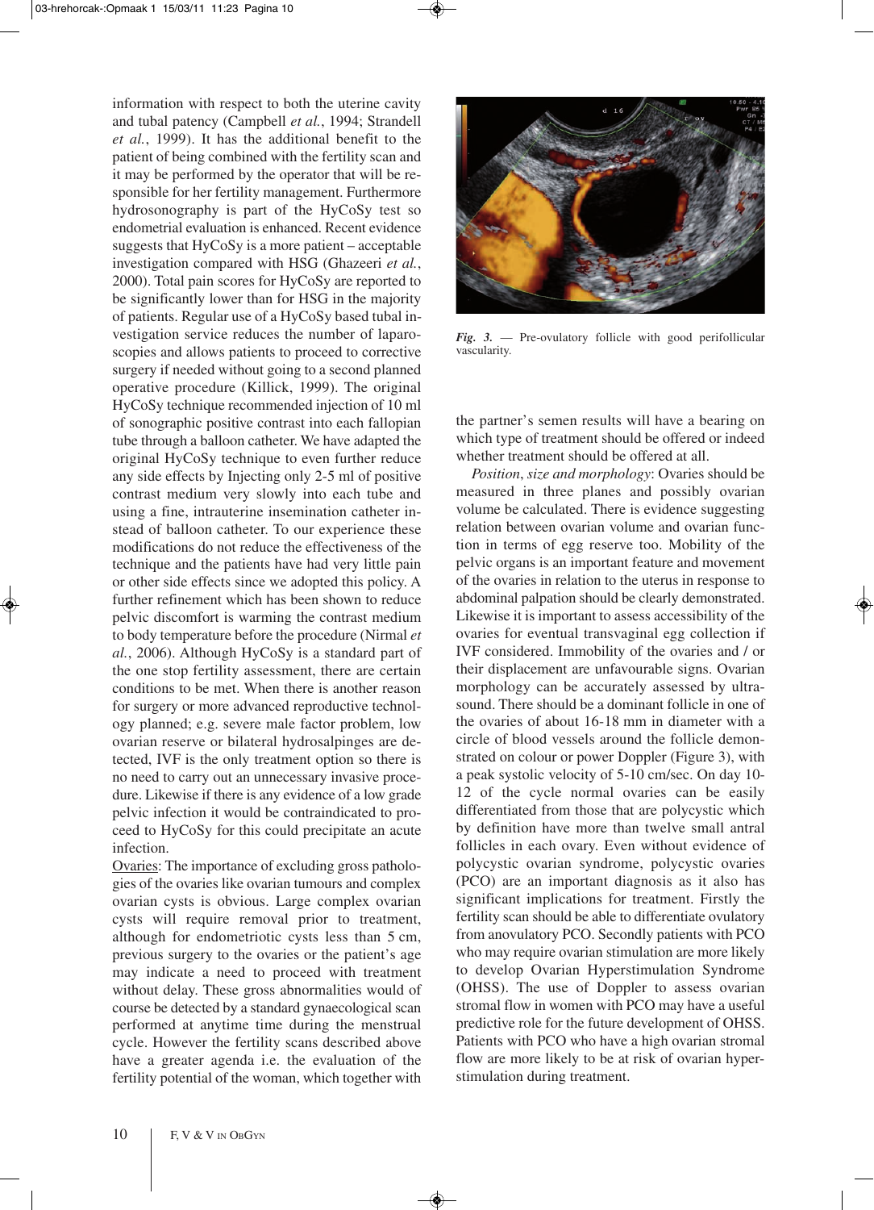information with respect to both the uterine cavity and tubal patency (Campbell *et al.*, 1994; Strandell *et al.*, 1999). It has the additional benefit to the patient of being combined with the fertility scan and it may be performed by the operator that will be responsible for her fertility management. Furthermore hydrosonography is part of the HyCoSy test so endometrial evaluation is enhanced. Recent evidence suggests that HyCoSy is a more patient – acceptable investigation compared with HSG (Ghazeeri *et al.*, 2000). Total pain scores for HyCoSy are reported to be significantly lower than for HSG in the majority of patients. Regular use of a HyCoSy based tubal investigation service reduces the number of laparoscopies and allows patients to proceed to corrective surgery if needed without going to a second planned operative procedure (Killick, 1999). The original HyCoSy technique recommended injection of 10 ml of sonographic positive contrast into each fallopian tube through a balloon catheter. We have adapted the original HyCoSy technique to even further reduce any side effects by Injecting only 2-5 ml of positive contrast medium very slowly into each tube and using a fine, intrauterine insemination catheter instead of balloon catheter. To our experience these modifications do not reduce the effectiveness of the technique and the patients have had very little pain or other side effects since we adopted this policy. A further refinement which has been shown to reduce pelvic discomfort is warming the contrast medium to body temperature before the procedure (Nirmal *et al.*, 2006). Although HyCoSy is a standard part of the one stop fertility assessment, there are certain conditions to be met. When there is another reason for surgery or more advanced reproductive technology planned; e.g. severe male factor problem, low ovarian reserve or bilateral hydrosalpinges are detected, IVF is the only treatment option so there is no need to carry out an unnecessary invasive procedure. Likewise if there is any evidence of a low grade pelvic infection it would be contraindicated to proceed to HyCoSy for this could precipitate an acute infection.

Ovaries: The importance of excluding gross pathologies of the ovaries like ovarian tumours and complex ovarian cysts is obvious. Large complex ovarian cysts will require removal prior to treatment, although for endometriotic cysts less than 5 cm, previous surgery to the ovaries or the patient's age may indicate a need to proceed with treatment without delay. These gross abnormalities would of course be detected by a standard gynaecological scan performed at anytime time during the menstrual cycle. However the fertility scans described above have a greater agenda i.e. the evaluation of the fertility potential of the woman, which together with

*Fig. 3.* — Pre-ovulatory follicle with good perifollicular vascularity.

the partner's semen results will have a bearing on which type of treatment should be offered or indeed whether treatment should be offered at all.

*Position, size and morphology*: Ovaries should be measured in three planes and possibly ovarian volume be calculated. There is evidence suggesting relation between ovarian volume and ovarian function in terms of egg reserve too. Mobility of the pelvic organs is an important feature and movement of the ovaries in relation to the uterus in response to abdominal palpation should be clearly demonstrated. Likewise it is important to assess accessibility of the ovaries for eventual transvaginal egg collection if IVF considered. Immobility of the ovaries and / or their displacement are unfavourable signs. Ovarian morphology can be accurately assessed by ultrasound. There should be a dominant follicle in one of the ovaries of about 16-18 mm in diameter with a circle of blood vessels around the follicle demonstrated on colour or power Doppler (Figure 3), with a peak systolic velocity of 5-10 cm/sec. On day 10-12 of the cycle normal ovaries can be easily differentiated from those that are polycystic which by definition have more than twelve small antral follicles in each ovary. Even without evidence of polycystic ovarian syndrome, polycystic ovaries (PCO) are an important diagnosis as it also has significant implications for treatment. Firstly the fertility scan should be able to differentiate ovulatory from anovulatory PCO. Secondly patients with PCO who may require ovarian stimulation are more likely to develop Ovarian Hyperstimulation Syndrome (OHSS). The use of Doppler to assess ovarian stromal flow in women with PCO may have a useful predictive role for the future development of OHSS. Patients with PCO who have a high ovarian stromal flow are more likely to be at risk of ovarian hyperstimulation during treatment.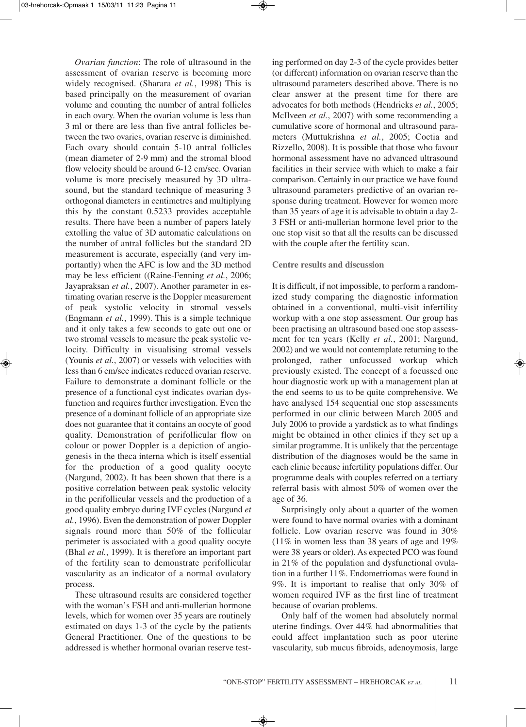*Ovarian function*: The role of ultrasound in the assessment of ovarian reserve is becoming more widely recognised. (Sharara *et al.*, 1998) This is based principally on the measurement of ovarian volume and counting the number of antral follicles in each ovary. When the ovarian volume is less than 3 ml or there are less than five antral follicles between the two ovaries, ovarian reserve is diminished. Each ovary should contain 5-10 antral follicles (mean diameter of 2-9 mm) and the stromal blood flow velocity should be around 6-12 cm/sec. Ovarian volume is more precisely measured by 3D ultrasound, but the standard technique of measuring 3 orthogonal diameters in centimetres and multiplying this by the constant 0.5233 provides acceptable results. There have been a number of papers lately extolling the value of 3D automatic calculations on the number of antral follicles but the standard 2D measurement is accurate, especially (and very importantly) when the AFC is low and the 3D method may be less efficient ((Raine-Fenning *et al.*, 2006; Jayapraksan *et al.*, 2007). Another parameter in estimating ovarian reserve is the Doppler measurement of peak systolic velocity in stromal vessels (Engmann *et al.*, 1999). This is a simple technique and it only takes a few seconds to gate out one or two stromal vessels to measure the peak systolic velocity. Difficulty in visualising stromal vessels (Younis *et al.*, 2007) or vessels with velocities with less than 6 cm/sec indicates reduced ovarian reserve. Failure to demonstrate a dominant follicle or the presence of a functional cyst indicates ovarian dysfunction and requires further investigation. Even the presence of a dominant follicle of an appropriate size does not guarantee that it contains an oocyte of good quality. Demonstration of perifollicular flow on colour or power Doppler is a depiction of angiogenesis in the theca interna which is itself essential for the production of a good quality oocyte (Nargund, 2002). It has been shown that there is a positive correlation between peak systolic velocity in the perifollicular vessels and the production of a good quality embryo during IVF cycles (Nargund *et al.*, 1996). Even the demonstration of power Doppler signals round more than 50% of the follicular perimeter is associated with a good quality oocyte (Bhal *et al.*, 1999). It is therefore an important part of the fertility scan to demonstrate perifollicular vascularity as an indicator of a normal ovulatory process.

These ultrasound results are considered together with the woman's FSH and anti-mullerian hormone levels, which for women over 35 years are routinely estimated on days 1-3 of the cycle by the patients General Practitioner. One of the questions to be addressed is whether hormonal ovarian reserve testing performed on day 2-3 of the cycle provides better (or different) information on ovarian reserve than the ultrasound parameters described above. There is no clear answer at the present time for there are advocates for both methods (Hendricks *et al.*, 2005; McIlveen *et al.*, 2007) with some recommending a cumulative score of hormonal and ultrasound parameters (Muttukrishna *et al.*, 2005; Coctia and Rizzello, 2008). It is possible that those who favour hormonal assessment have no advanced ultrasound facilities in their service with which to make a fair comparison. Certainly in our practice we have found ultrasound parameters predictive of an ovarian response during treatment. However for women more than 35 years of age it is advisable to obtain a day 2-3 FSH or anti-mullerian hormone level prior to the one stop visit so that all the results can be discussed with the couple after the fertility scan.

## Centre results and discussion

It is difficult, if not impossible, to perform a randomized study comparing the diagnostic information obtained in a conventional, multi-visit infertility workup with a one stop assessment. Our group has been practising an ultrasound based one stop assessment for ten years (Kelly *et al.*, 2001; Nargund, 2002) and we would not contemplate returning to the prolonged, rather unfocussed workup which previously existed. The concept of a focussed one hour diagnostic work up with a management plan at the end seems to us to be quite comprehensive. We have analysed 154 sequential one stop assessments performed in our clinic between March 2005 and July 2006 to provide a yardstick as to what findings might be obtained in other clinics if they set up a similar programme. It is unlikely that the percentage distribution of the diagnoses would be the same in each clinic because infertility populations differ. Our programme deals with couples referred on a tertiary referral basis with almost 50% of women over the age of 36.

Surprisingly only about a quarter of the women were found to have normal ovaries with a dominant follicle. Low ovarian reserve was found in 30% (11% in women less than 38 years of age and 19% were 38 years or older). As expected PCO was found in 21% of the population and dysfunctional ovulation in a further 11%. Endometriomas were found in 9%. It is important to realise that only 30% of women required IVF as the first line of treatment because of ovarian problems.

Only half of the women had absolutely normal uterine findings. Over 44% had abnormalities that could affect implantation such as poor uterine vascularity, sub mucus fibroids, adenoymosis, large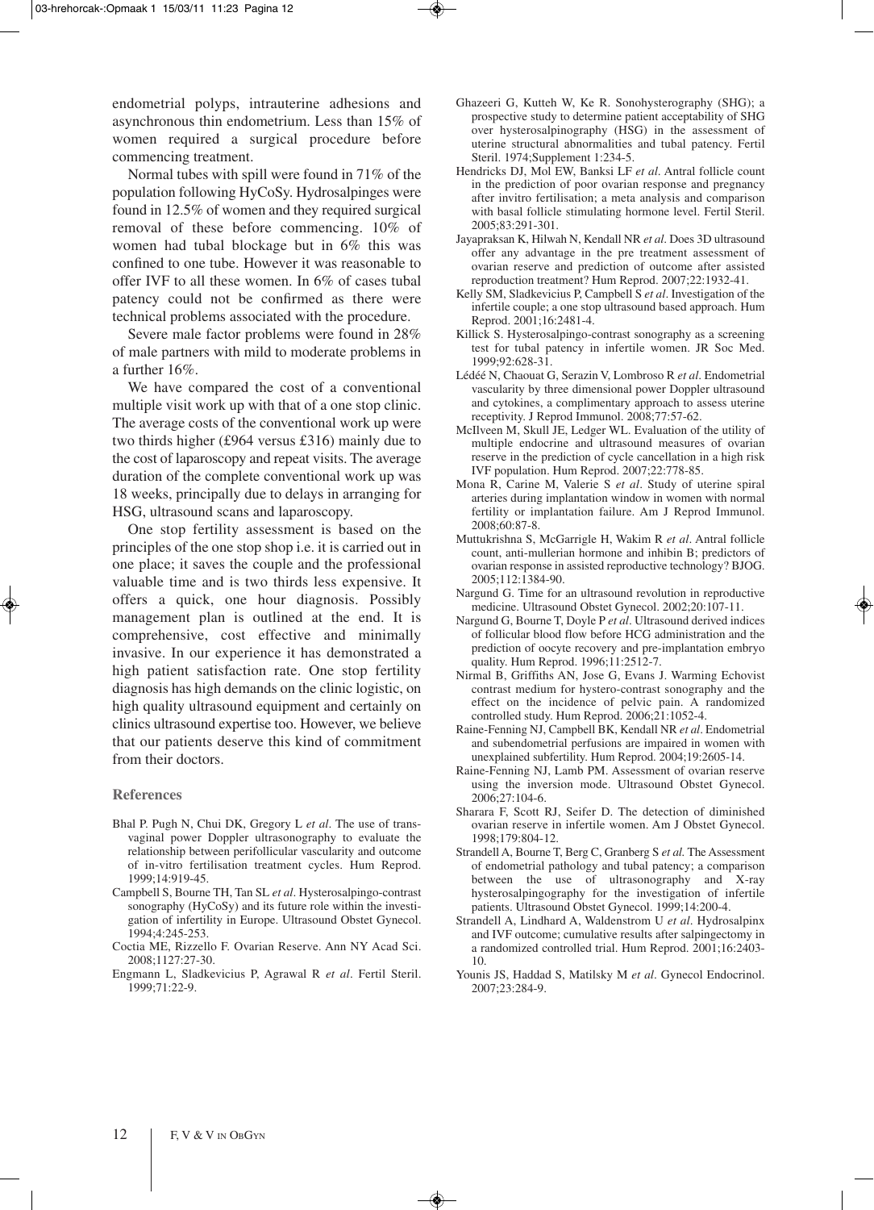endometrial polyps, intrauterine adhesions and asynchronous thin endometrium. Less than 15% of women required a surgical procedure before commencing treatment.

Normal tubes with spill were found in 71% of the population following HyCoSy. Hydrosalpinges were found in 12.5% of women and they required surgical removal of these before commencing. 10% of women had tubal blockage but in 6% this was confined to one tube. However it was reasonable to offer IVF to all these women. In 6% of cases tubal patency could not be confirmed as there were technical problems associated with the procedure.

Severe male factor problems were found in 28% of male partners with mild to moderate problems in a further 16%.

We have compared the cost of a conventional multiple visit work up with that of a one stop clinic. The average costs of the conventional work up were two thirds higher (£964 versus £316) mainly due to the cost of laparoscopy and repeat visits. The average duration of the complete conventional work up was 18 weeks, principally due to delays in arranging for HSG, ultrasound scans and laparoscopy.

One stop fertility assessment is based on the principles of the one stop shop i.e. it is carried out in one place; it saves the couple and the professional valuable time and is two thirds less expensive. It offers a quick, one hour diagnosis. Possibly management plan is outlined at the end. It is comprehensive, cost effective and minimally invasive. In our experience it has demonstrated a high patient satisfaction rate. One stop fertility diagnosis has high demands on the clinic logistic, on high quality ultrasound equipment and certainly on clinics ultrasound expertise too. However, we believe that our patients deserve this kind of commitment from their doctors.

## References

Bhal P. Pugh N, Chui DK, Gregory L *et al*. The use of transvaginal power Doppler ultrasonography to evaluate the relationship between perifollicular vascularity and outcome of in-vitro fertilisation treatment cycles. Hum Reprod. 1999;14:919-45.

Campbell S, Bourne TH, Tan SL *et al*. Hysterosalpingo-contrast sonography (HyCoSy) and its future role within the investigation of infertility in Europe. Ultrasound Obstet Gynecol. 1994;4:245-253.

Coctia ME, Rizzello F. Ovarian Reserve. Ann NY Acad Sci. 2008;1127:27-30.

Engmann L, Sladkevicius P, Agrawal R *et al*. Fertil Steril. 1999;71:22-9.

Ghazeeri G, Kutteh W, Ke R. Sonohysterography (SHG); a prospective study to determine patient acceptability of SHG over hysterosalpinography (HSG) in the assessment of uterine structural abnormalities and tubal patency. Fertil Steril. 1974;Supplement 1:234-5.

Hendricks DJ, Mol EW, Banksi LF *et al*. Antral follicle count in the prediction of poor ovarian response and pregnancy after invitro fertilisation; a meta analysis and comparison with basal follicle stimulating hormone level. Fertil Steril. 2005;83:291-301.

Jayapraksan K, Hilwah N, Kendall NR *et al*. Does 3D ultrasound offer any advantage in the pre treatment assessment of ovarian reserve and prediction of outcome after assisted reproduction treatment? Hum Reprod. 2007;22:1932-41.

Kelly SM, Sladkevicius P, Campbell S *et al*. Investigation of the infertile couple; a one stop ultrasound based approach. Hum Reprod. 2001;16:2481-4.

Killick S. Hysterosalpingo-contrast sonography as a screening test for tubal patency in infertile women. JR Soc Med. 1999;92:628-31.

Lédéé N, Chaouat G, Serazin V, Lombroso R *et al*. Endometrial vascularity by three dimensional power Doppler ultrasound and cytokines, a complimentary approach to assess uterine receptivity. J Reprod Immunol. 2008;77:57-62.

McIlveen M, Skull JE, Ledger WL. Evaluation of the utility of multiple endocrine and ultrasound measures of ovarian reserve in the prediction of cycle cancellation in a high risk IVF population. Hum Reprod. 2007;22:778-85.

Mona R, Carine M, Valerie S *et al*. Study of uterine spiral arteries during implantation window in women with normal fertility or implantation failure. Am J Reprod Immunol. 2008;60:87-8.

Muttukrishna S, McGarrigle H, Wakim R *et al*. Antral follicle count, anti-mullerian hormone and inhibin B; predictors of ovarian response in assisted reproductive technology? BJOG. 2005;112:1384-90.

Nargund G. Time for an ultrasound revolution in reproductive medicine. Ultrasound Obstet Gynecol. 2002;20:107-11.

Nargund G, Bourne T, Doyle P *et al*. Ultrasound derived indices of follicular blood flow before HCG administration and the prediction of oocyte recovery and pre-implantation embryo quality. Hum Reprod. 1996;11:2512-7.

Nirmal B, Griffiths AN, Jose G, Evans J. Warming Echovist contrast medium for hystero-contrast sonography and the effect on the incidence of pelvic pain. A randomized controlled study. Hum Reprod. 2006;21:1052-4.

Raine-Fenning NJ, Campbell BK, Kendall NR *et al*. Endometrial and subendometrial perfusions are impaired in women with unexplained subfertility. Hum Reprod. 2004;19:2605-14.

Raine-Fenning NJ, Lamb PM. Assessment of ovarian reserve using the inversion mode. Ultrasound Obstet Gynecol. 2006;27:104-6.

Sharara F, Scott RJ, Seifer D. The detection of diminished ovarian reserve in infertile women. Am J Obstet Gynecol. 1998;179:804-12.

Strandell A, Bourne T, Berg C, Granberg S *et al.* The Assessment of endometrial pathology and tubal patency; a comparison between the use of ultrasonography and X-ray hysterosalpingography for the investigation of infertile patients. Ultrasound Obstet Gynecol. 1999;14:200-4.

Strandell A, Lindhard A, Waldenstrom U *et al*. Hydrosalpinx and IVF outcome; cumulative results after salpingectomy in a randomized controlled trial. Hum Reprod. 2001;16:2403-10.

Younis JS, Haddad S, Matilsky M *et al*. Gynecol Endocrinol. 2007;23:284-9.